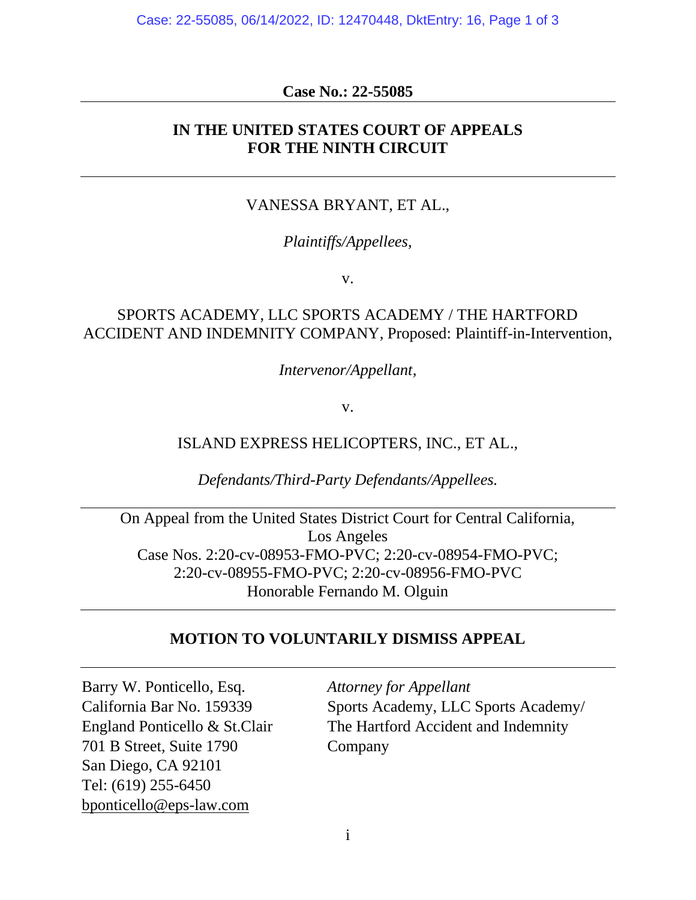**Case No.: 22-55085**

---

**IN THE UNITED STATES COURT OF APPEALS**
**FOR THE NINTH CIRCUIT**

---

VANESSA BRYANT, ET AL.,

*Plaintiffs/Appellees,*

v.

SPORTS ACADEMY, LLC SPORTS ACADEMY / THE HARTFORD ACCIDENT AND INDEMNITY COMPANY, Proposed: Plaintiff-in-Intervention,

*Intervenor/Appellant,*

v.

ISLAND EXPRESS HELICOPTERS, INC., ET AL.,

*Defendants/Third-Party Defendants/Appellees.*

---

On Appeal from the United States District Court for Central California, Los Angeles
Case Nos. 2:20-cv-08953-FMO-PVC; 2:20-cv-08954-FMO-PVC; 2:20-cv-08955-FMO-PVC; 2:20-cv-08956-FMO-PVC
Honorable Fernando M. Olguin

---

**MOTION TO VOLUNTARILY DISMISS APPEAL**

---

Barry W. Ponticello, Esq.
California Bar No. 159339
England Ponticello & St.Clair
701 B Street, Suite 1790
San Diego, CA 92101
Tel: (619) 255-6450
bponticello@eps-law.com

*Attorney for Appellant*
Sports Academy, LLC Sports Academy/ The Hartford Accident and Indemnity Company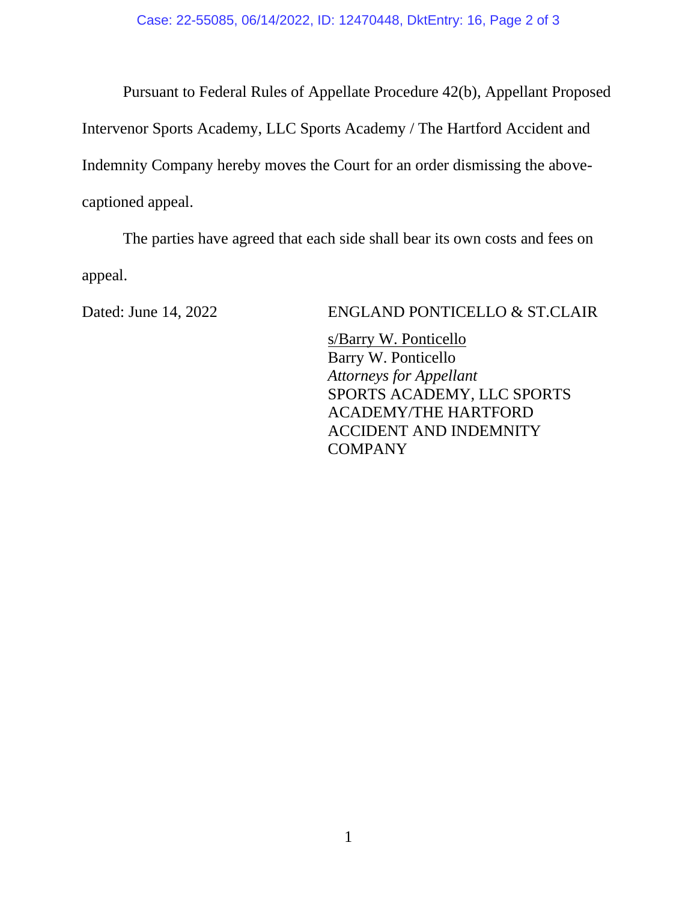Pursuant to Federal Rules of Appellate Procedure 42(b), Appellant Proposed Intervenor Sports Academy, LLC Sports Academy / The Hartford Accident and Indemnity Company hereby moves the Court for an order dismissing the above-captioned appeal.

The parties have agreed that each side shall bear its own costs and fees on appeal.

Dated: June 14, 2022

ENGLAND PONTICELLO & ST.CLAIR

s/Barry W. Ponticello
Barry W. Ponticello
*Attorneys for Appellant*
SPORTS ACADEMY, LLC SPORTS ACADEMY/THE HARTFORD ACCIDENT AND INDEMNITY COMPANY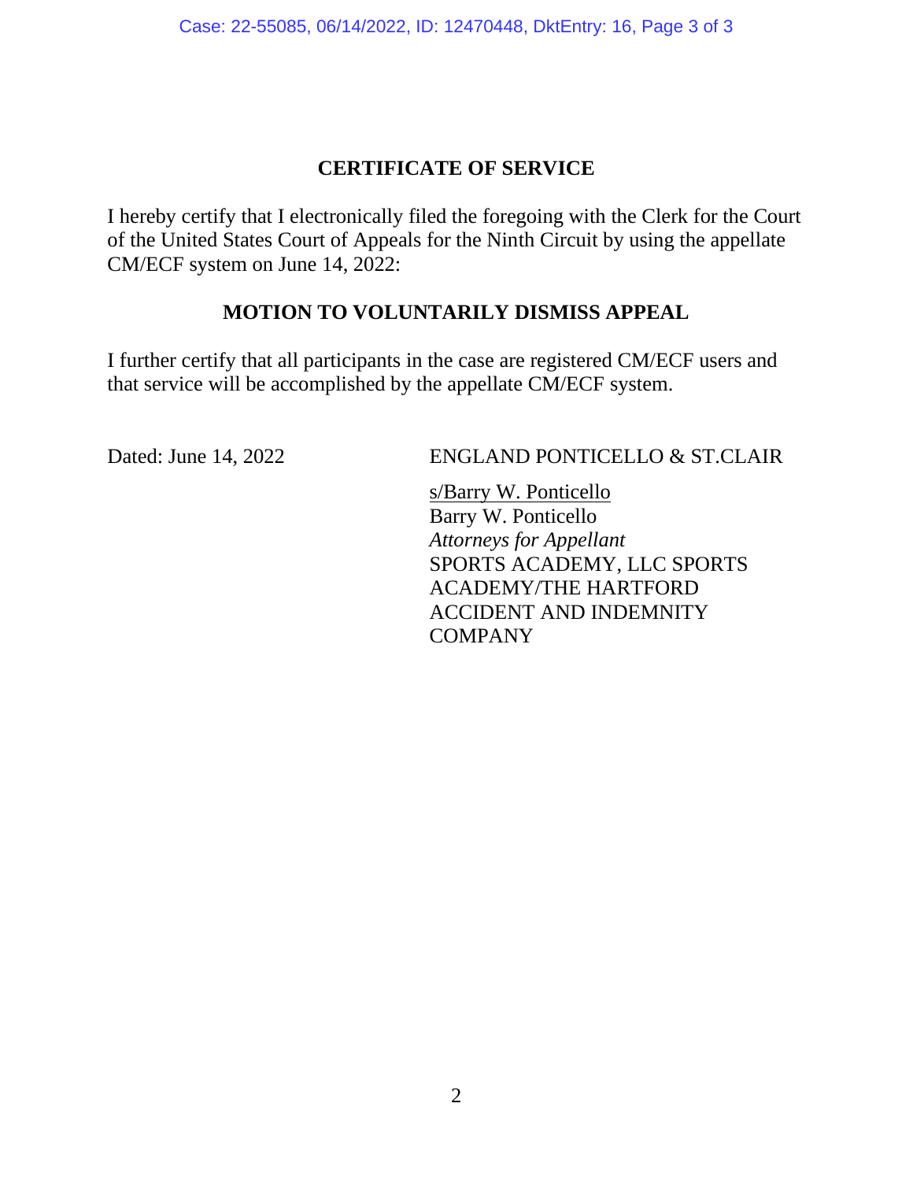# CERTIFICATE OF SERVICE

I hereby certify that I electronically filed the foregoing with the Clerk for the Court of the United States Court of Appeals for the Ninth Circuit by using the appellate CM/ECF system on June 14, 2022:

**MOTION TO VOLUNTARILY DISMISS APPEAL**

I further certify that all participants in the case are registered CM/ECF users and that service will be accomplished by the appellate CM/ECF system.

Dated: June 14, 2022

ENGLAND PONTICELLO & ST.CLAIR

s/Barry W. Ponticello
Barry W. Ponticello
*Attorneys for Appellant*
SPORTS ACADEMY, LLC SPORTS ACADEMY/THE HARTFORD ACCIDENT AND INDEMNITY COMPANY